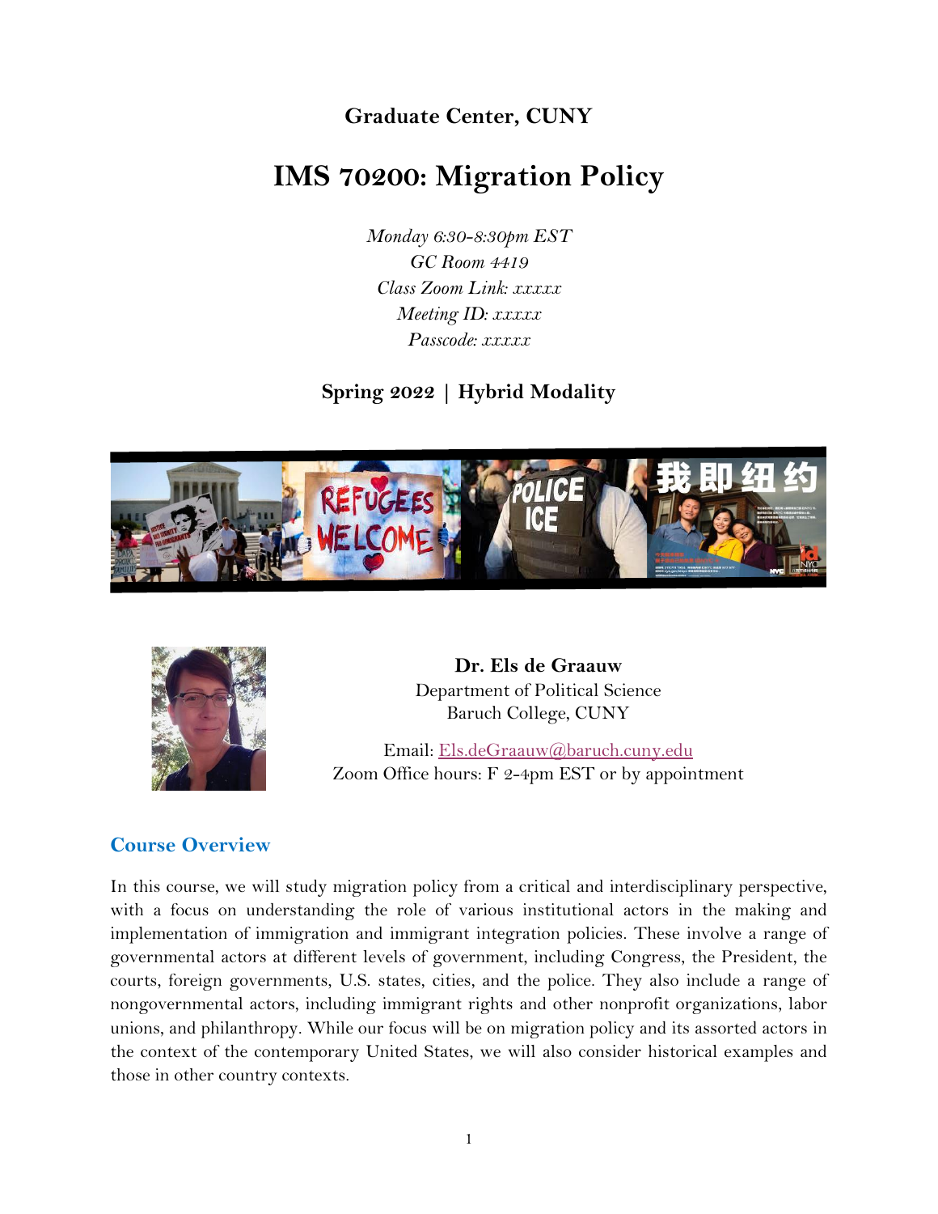**Graduate Center, CUNY**

# IMS 70200: Migration Policy

*Monday 6:30-8:30pm EST*
*GC Room 4419*
*Class Zoom Link: xxxxx*
*Meeting ID: xxxxx*
*Passcode: xxxxx*

**Spring 2022 | Hybrid Modality**

**Dr. Els de Graauw**
Department of Political Science
Baruch College, CUNY

Email: Els.deGraauw@baruch.cuny.edu
Zoom Office hours: F 2-4pm EST or by appointment

## Course Overview

In this course, we will study migration policy from a critical and interdisciplinary perspective, with a focus on understanding the role of various institutional actors in the making and implementation of immigration and immigrant integration policies. These involve a range of governmental actors at different levels of government, including Congress, the President, the courts, foreign governments, U.S. states, cities, and the police. They also include a range of nongovernmental actors, including immigrant rights and other nonprofit organizations, labor unions, and philanthropy. While our focus will be on migration policy and its assorted actors in the context of the contemporary United States, we will also consider historical examples and those in other country contexts.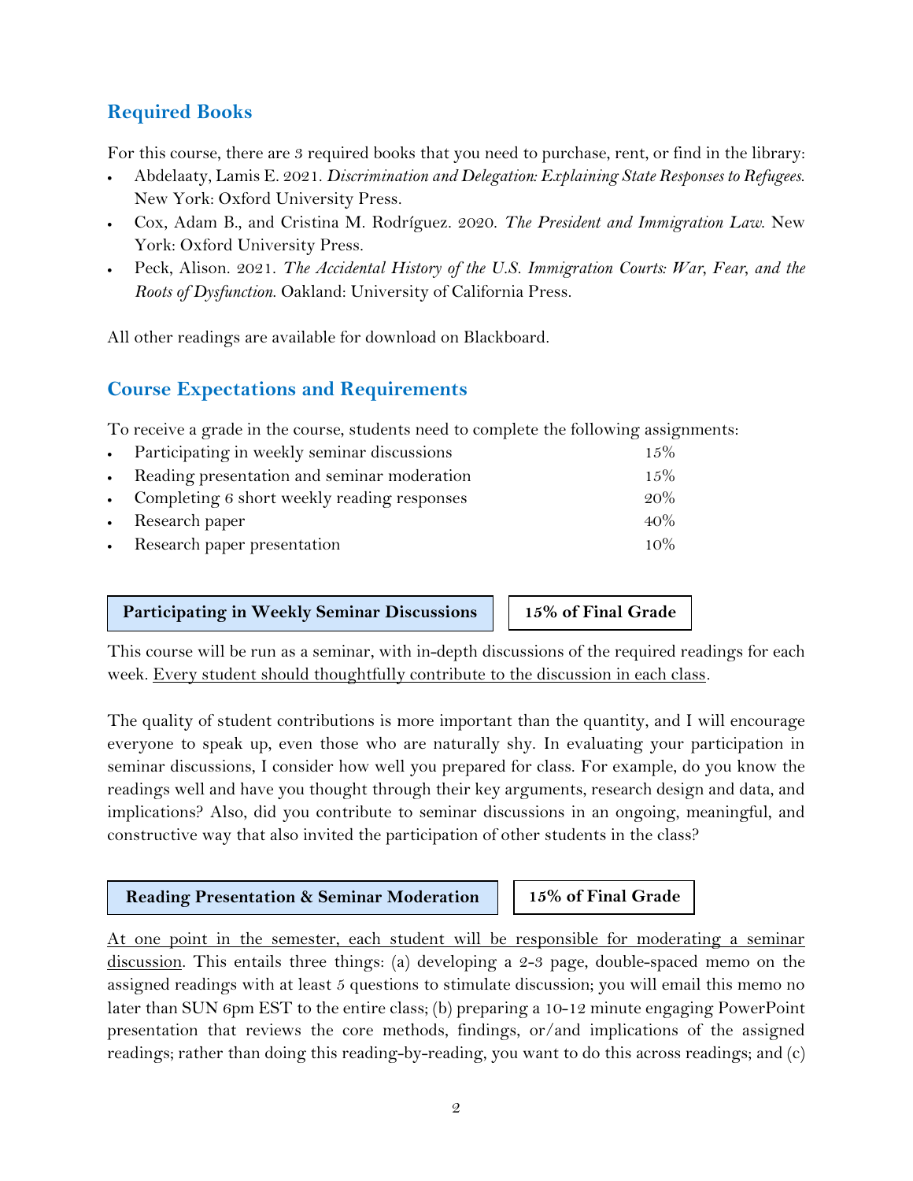## Required Books

For this course, there are 3 required books that you need to purchase, rent, or find in the library:

- Abdelaaty, Lamis E. 2021. *Discrimination and Delegation: Explaining State Responses to Refugees.* New York: Oxford University Press.
- Cox, Adam B., and Cristina M. Rodríguez. 2020. *The President and Immigration Law.* New York: Oxford University Press.
- Peck, Alison. 2021. *The Accidental History of the U.S. Immigration Courts: War, Fear, and the Roots of Dysfunction.* Oakland: University of California Press.

All other readings are available for download on Blackboard.

## Course Expectations and Requirements

To receive a grade in the course, students need to complete the following assignments:

| Assignment | Weight |
|---|---|
| Participating in weekly seminar discussions | 15% |
| Reading presentation and seminar moderation | 15% |
| Completing 6 short weekly reading responses | 20% |
| Research paper | 40% |
| Research paper presentation | 10% |

### Participating in Weekly Seminar Discussions — 15% of Final Grade

This course will be run as a seminar, with in-depth discussions of the required readings for each week. Every student should thoughtfully contribute to the discussion in each class.

The quality of student contributions is more important than the quantity, and I will encourage everyone to speak up, even those who are naturally shy. In evaluating your participation in seminar discussions, I consider how well you prepared for class. For example, do you know the readings well and have you thought through their key arguments, research design and data, and implications? Also, did you contribute to seminar discussions in an ongoing, meaningful, and constructive way that also invited the participation of other students in the class?

### Reading Presentation & Seminar Moderation — 15% of Final Grade

At one point in the semester, each student will be responsible for moderating a seminar discussion. This entails three things: (a) developing a 2-3 page, double-spaced memo on the assigned readings with at least 5 questions to stimulate discussion; you will email this memo no later than SUN 6pm EST to the entire class; (b) preparing a 10-12 minute engaging PowerPoint presentation that reviews the core methods, findings, or/and implications of the assigned readings; rather than doing this reading-by-reading, you want to do this across readings; and (c)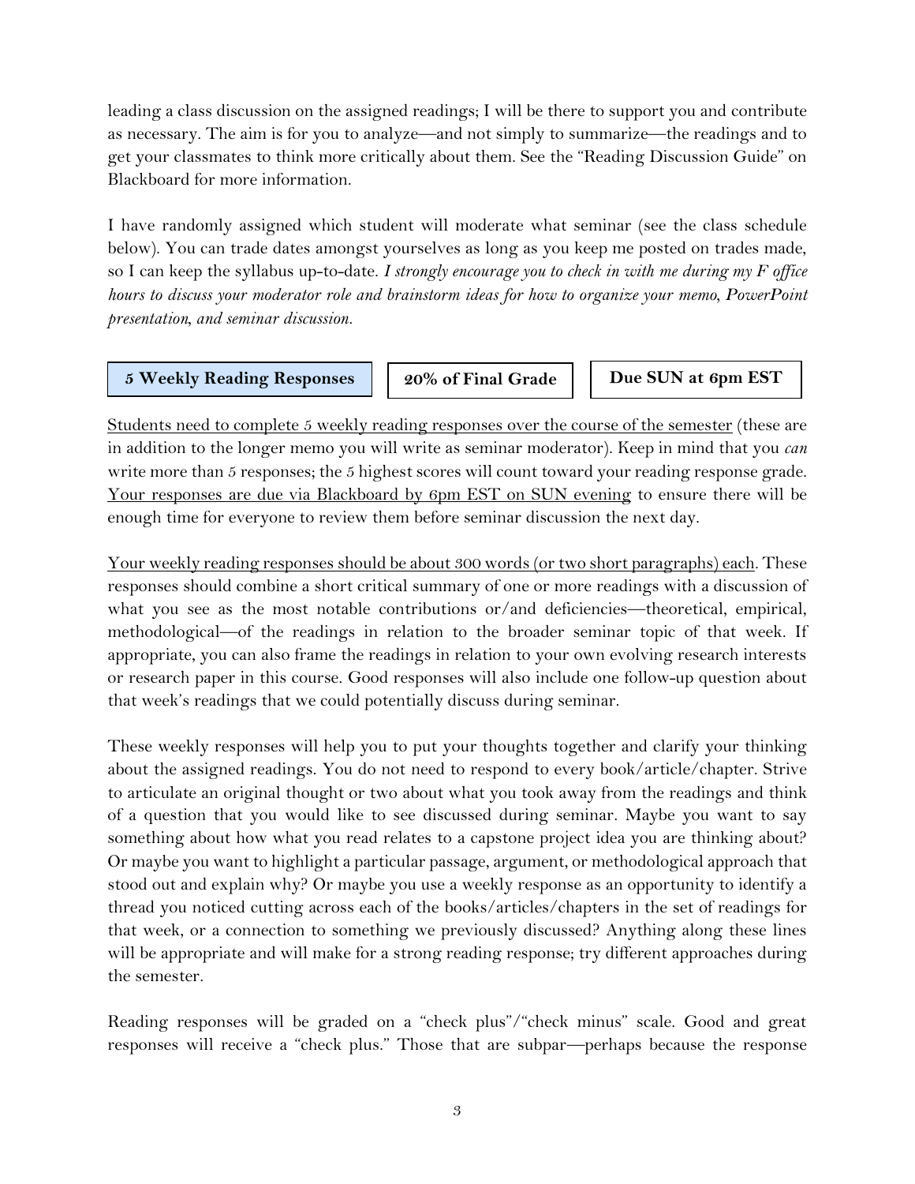leading a class discussion on the assigned readings; I will be there to support you and contribute as necessary. The aim is for you to analyze—and not simply to summarize—the readings and to get your classmates to think more critically about them. See the "Reading Discussion Guide" on Blackboard for more information.

I have randomly assigned which student will moderate what seminar (see the class schedule below). You can trade dates amongst yourselves as long as you keep me posted on trades made, so I can keep the syllabus up-to-date. *I strongly encourage you to check in with me during my F office hours to discuss your moderator role and brainstorm ideas for how to organize your memo, PowerPoint presentation, and seminar discussion.*

| **5 Weekly Reading Responses** | **20% of Final Grade** | **Due SUN at 6pm EST** |
|---|---|---|

Students need to complete 5 weekly reading responses over the course of the semester (these are in addition to the longer memo you will write as seminar moderator). Keep in mind that you *can* write more than 5 responses; the 5 highest scores will count toward your reading response grade. Your responses are due via Blackboard by 6pm EST on SUN evening to ensure there will be enough time for everyone to review them before seminar discussion the next day.

Your weekly reading responses should be about 300 words (or two short paragraphs) each. These responses should combine a short critical summary of one or more readings with a discussion of what you see as the most notable contributions or/and deficiencies—theoretical, empirical, methodological—of the readings in relation to the broader seminar topic of that week. If appropriate, you can also frame the readings in relation to your own evolving research interests or research paper in this course. Good responses will also include one follow-up question about that week's readings that we could potentially discuss during seminar.

These weekly responses will help you to put your thoughts together and clarify your thinking about the assigned readings. You do not need to respond to every book/article/chapter. Strive to articulate an original thought or two about what you took away from the readings and think of a question that you would like to see discussed during seminar. Maybe you want to say something about how what you read relates to a capstone project idea you are thinking about? Or maybe you want to highlight a particular passage, argument, or methodological approach that stood out and explain why? Or maybe you use a weekly response as an opportunity to identify a thread you noticed cutting across each of the books/articles/chapters in the set of readings for that week, or a connection to something we previously discussed? Anything along these lines will be appropriate and will make for a strong reading response; try different approaches during the semester.

Reading responses will be graded on a "check plus"/"check minus" scale. Good and great responses will receive a "check plus." Those that are subpar—perhaps because the response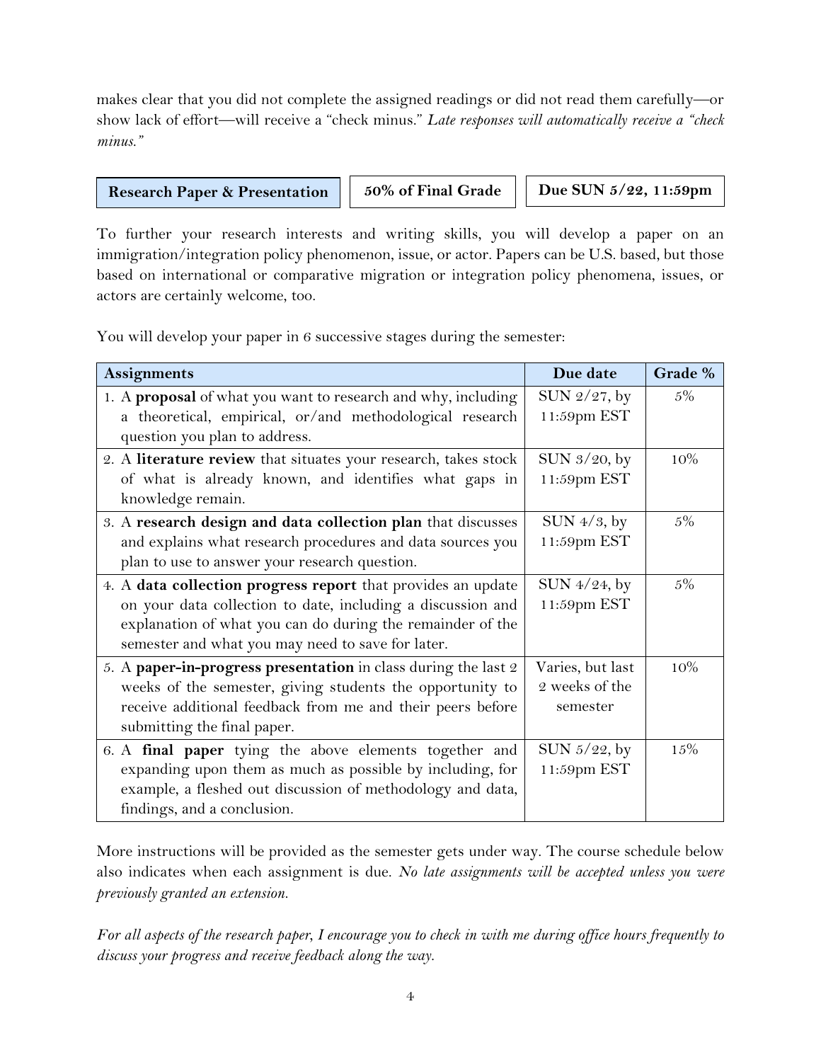makes clear that you did not complete the assigned readings or did not read them carefully—or show lack of effort—will receive a "check minus." *Late responses will automatically receive a "check minus."*

| **Research Paper & Presentation** | **50% of Final Grade** | **Due SUN 5/22, 11:59pm** |
|---|---|---|

To further your research interests and writing skills, you will develop a paper on an immigration/integration policy phenomenon, issue, or actor. Papers can be U.S. based, but those based on international or comparative migration or integration policy phenomena, issues, or actors are certainly welcome, too.

You will develop your paper in 6 successive stages during the semester:

| Assignments | Due date | Grade % |
|---|---|---|
| 1. A **proposal** of what you want to research and why, including a theoretical, empirical, or/and methodological research question you plan to address. | SUN 2/27, by 11:59pm EST | 5% |
| 2. A **literature review** that situates your research, takes stock of what is already known, and identifies what gaps in knowledge remain. | SUN 3/20, by 11:59pm EST | 10% |
| 3. A **research design and data collection plan** that discusses and explains what research procedures and data sources you plan to use to answer your research question. | SUN 4/3, by 11:59pm EST | 5% |
| 4. A **data collection progress report** that provides an update on your data collection to date, including a discussion and explanation of what you can do during the remainder of the semester and what you may need to save for later. | SUN 4/24, by 11:59pm EST | 5% |
| 5. A **paper-in-progress presentation** in class during the last 2 weeks of the semester, giving students the opportunity to receive additional feedback from me and their peers before submitting the final paper. | Varies, but last 2 weeks of the semester | 10% |
| 6. A **final paper** tying the above elements together and expanding upon them as much as possible by including, for example, a fleshed out discussion of methodology and data, findings, and a conclusion. | SUN 5/22, by 11:59pm EST | 15% |

More instructions will be provided as the semester gets under way. The course schedule below also indicates when each assignment is due. *No late assignments will be accepted unless you were previously granted an extension.*

*For all aspects of the research paper, I encourage you to check in with me during office hours frequently to discuss your progress and receive feedback along the way.*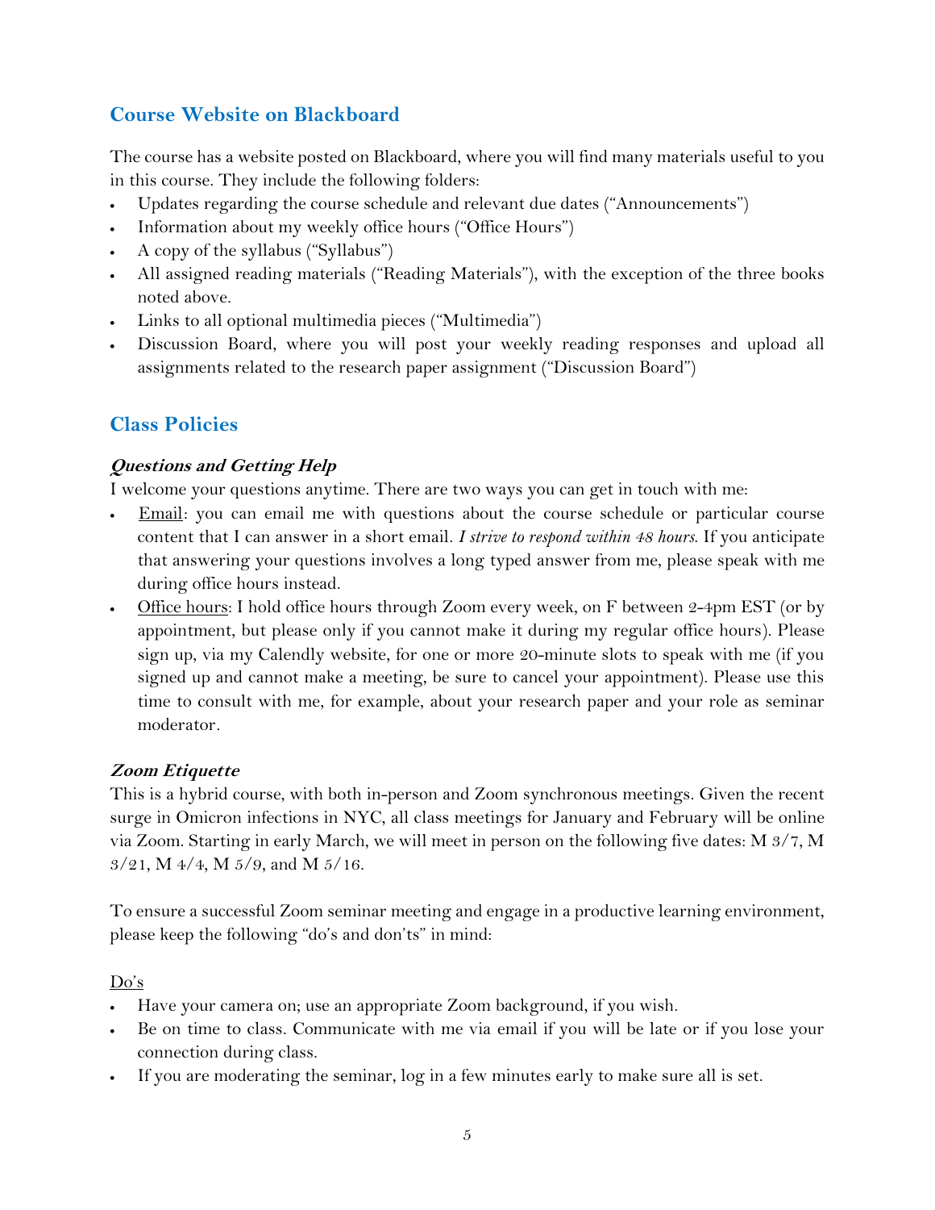## Course Website on Blackboard

The course has a website posted on Blackboard, where you will find many materials useful to you in this course. They include the following folders:

- Updates regarding the course schedule and relevant due dates ("Announcements")
- Information about my weekly office hours ("Office Hours")
- A copy of the syllabus ("Syllabus")
- All assigned reading materials ("Reading Materials"), with the exception of the three books noted above.
- Links to all optional multimedia pieces ("Multimedia")
- Discussion Board, where you will post your weekly reading responses and upload all assignments related to the research paper assignment ("Discussion Board")

## Class Policies

### *Questions and Getting Help*

I welcome your questions anytime. There are two ways you can get in touch with me:

- Email: you can email me with questions about the course schedule or particular course content that I can answer in a short email. *I strive to respond within 48 hours.* If you anticipate that answering your questions involves a long typed answer from me, please speak with me during office hours instead.
- Office hours: I hold office hours through Zoom every week, on F between 2-4pm EST (or by appointment, but please only if you cannot make it during my regular office hours). Please sign up, via my Calendly website, for one or more 20-minute slots to speak with me (if you signed up and cannot make a meeting, be sure to cancel your appointment). Please use this time to consult with me, for example, about your research paper and your role as seminar moderator.

### *Zoom Etiquette*

This is a hybrid course, with both in-person and Zoom synchronous meetings. Given the recent surge in Omicron infections in NYC, all class meetings for January and February will be online via Zoom. Starting in early March, we will meet in person on the following five dates: M 3/7, M 3/21, M 4/4, M 5/9, and M 5/16.

To ensure a successful Zoom seminar meeting and engage in a productive learning environment, please keep the following "do's and don'ts" in mind:

Do's

- Have your camera on; use an appropriate Zoom background, if you wish.
- Be on time to class. Communicate with me via email if you will be late or if you lose your connection during class.
- If you are moderating the seminar, log in a few minutes early to make sure all is set.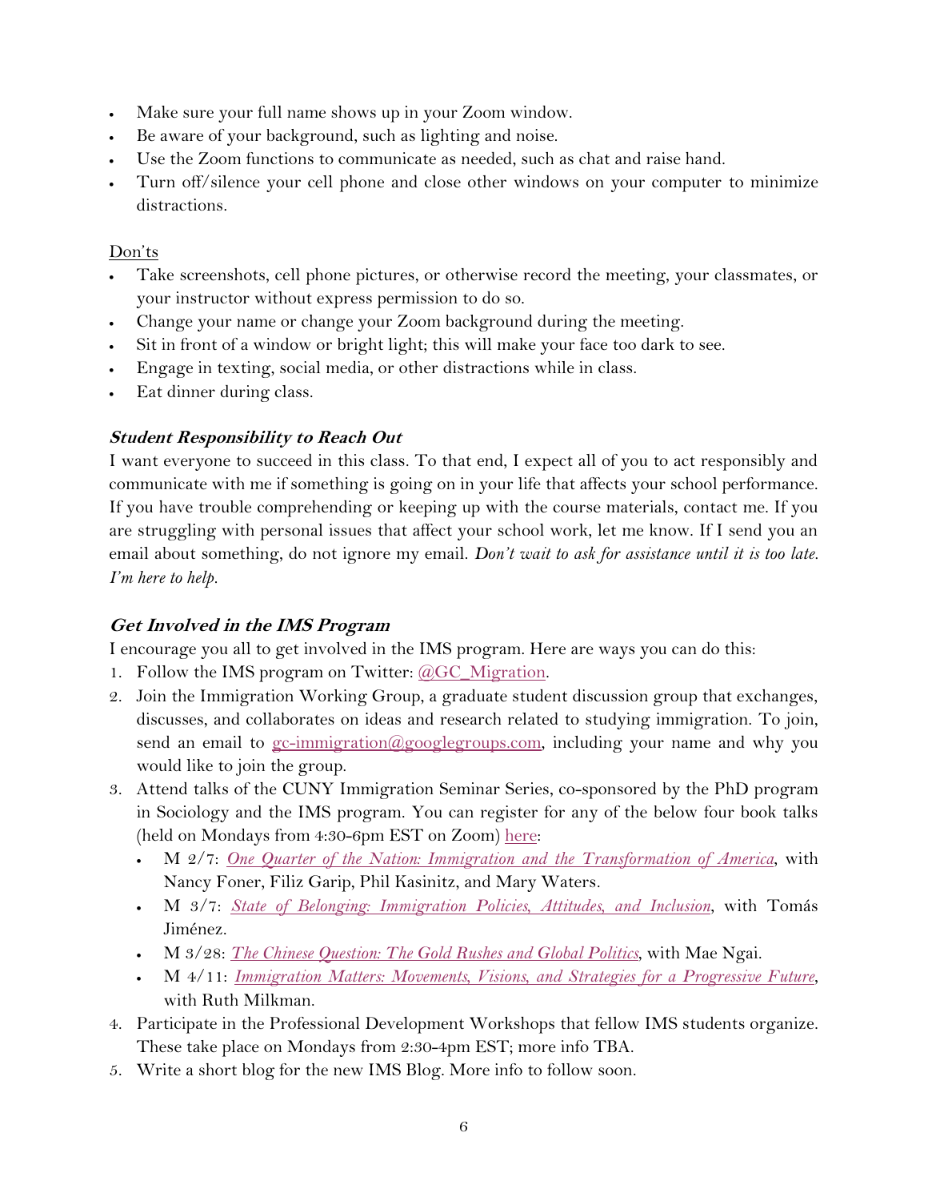- Make sure your full name shows up in your Zoom window.
- Be aware of your background, such as lighting and noise.
- Use the Zoom functions to communicate as needed, such as chat and raise hand.
- Turn off/silence your cell phone and close other windows on your computer to minimize distractions.

Don'ts

- Take screenshots, cell phone pictures, or otherwise record the meeting, your classmates, or your instructor without express permission to do so.
- Change your name or change your Zoom background during the meeting.
- Sit in front of a window or bright light; this will make your face too dark to see.
- Engage in texting, social media, or other distractions while in class.
- Eat dinner during class.

### ***Student Responsibility to Reach Out***

I want everyone to succeed in this class. To that end, I expect all of you to act responsibly and communicate with me if something is going on in your life that affects your school performance. If you have trouble comprehending or keeping up with the course materials, contact me. If you are struggling with personal issues that affect your school work, let me know. If I send you an email about something, do not ignore my email. *Don't wait to ask for assistance until it is too late. I'm here to help.*

### ***Get Involved in the IMS Program***

I encourage you all to get involved in the IMS program. Here are ways you can do this:

1. Follow the IMS program on Twitter: @GC_Migration.
2. Join the Immigration Working Group, a graduate student discussion group that exchanges, discusses, and collaborates on ideas and research related to studying immigration. To join, send an email to gc-immigration@googlegroups.com, including your name and why you would like to join the group.
3. Attend talks of the CUNY Immigration Seminar Series, co-sponsored by the PhD program in Sociology and the IMS program. You can register for any of the below four book talks (held on Mondays from 4:30-6pm EST on Zoom) here:
   - M 2/7: *One Quarter of the Nation: Immigration and the Transformation of America*, with Nancy Foner, Filiz Garip, Phil Kasinitz, and Mary Waters.
   - M 3/7: *State of Belonging: Immigration Policies, Attitudes, and Inclusion*, with Tomás Jiménez.
   - M 3/28: *The Chinese Question: The Gold Rushes and Global Politics*, with Mae Ngai.
   - M 4/11: *Immigration Matters: Movements, Visions, and Strategies for a Progressive Future*, with Ruth Milkman.
4. Participate in the Professional Development Workshops that fellow IMS students organize. These take place on Mondays from 2:30-4pm EST; more info TBA.
5. Write a short blog for the new IMS Blog. More info to follow soon.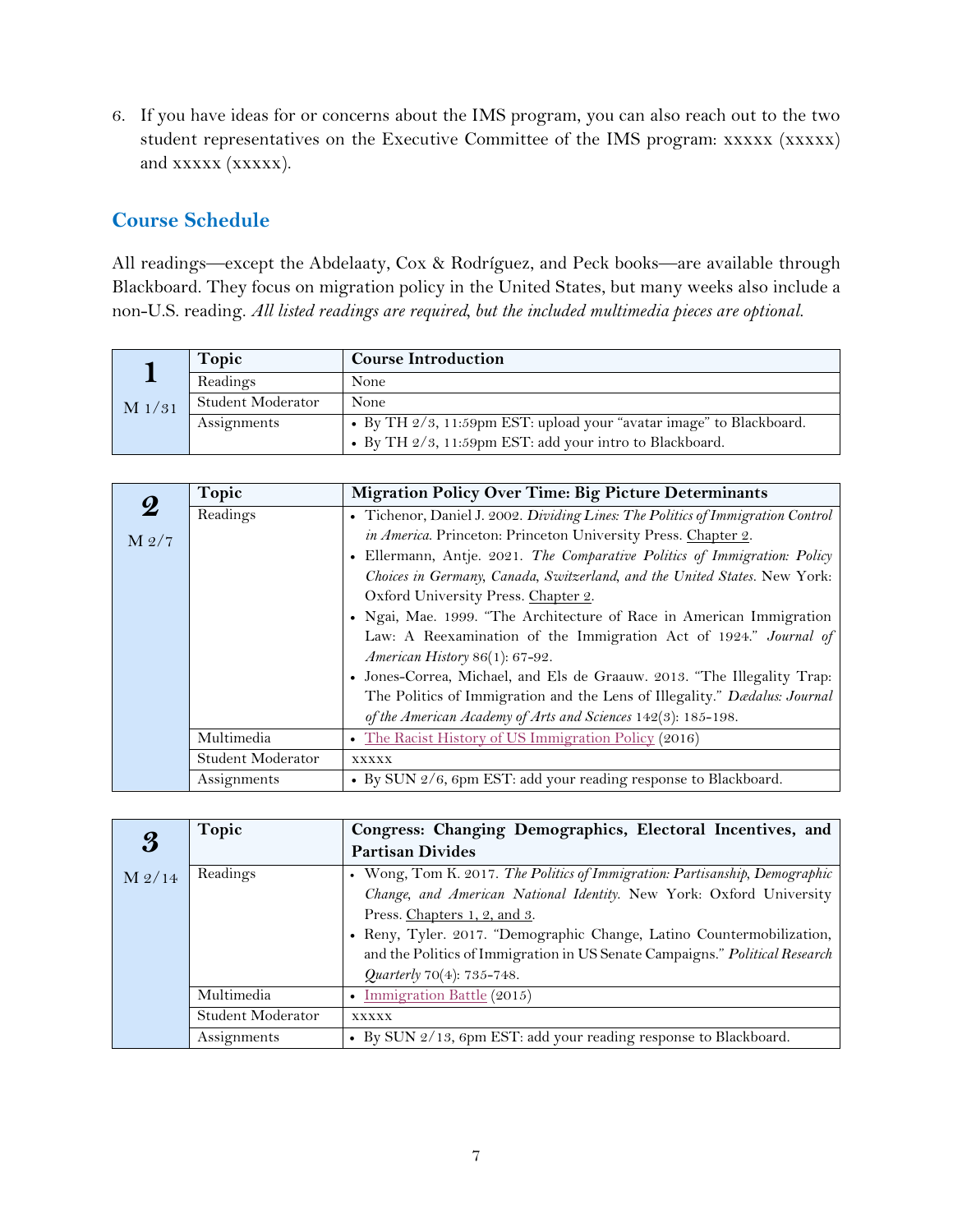6. If you have ideas for or concerns about the IMS program, you can also reach out to the two student representatives on the Executive Committee of the IMS program: xxxxx (xxxxx) and xxxxx (xxxxx).

## Course Schedule

All readings—except the Abdelaaty, Cox & Rodríguez, and Peck books—are available through Blackboard. They focus on migration policy in the United States, but many weeks also include a non-U.S. reading. *All listed readings are required, but the included multimedia pieces are optional.*

| **1** M 1/31 | **Topic** | **Course Introduction** |
|---|---|---|
| | Readings | None |
| | Student Moderator | None |
| | Assignments | • By TH 2/3, 11:59pm EST: upload your "avatar image" to Blackboard.<br>• By TH 2/3, 11:59pm EST: add your intro to Blackboard. |

| **2** M 2/7 | **Topic** | **Migration Policy Over Time: Big Picture Determinants** |
|---|---|---|
| | Readings | • Tichenor, Daniel J. 2002. *Dividing Lines: The Politics of Immigration Control in America.* Princeton: Princeton University Press. Chapter 2.<br>• Ellermann, Antje. 2021. *The Comparative Politics of Immigration: Policy Choices in Germany, Canada, Switzerland, and the United States.* New York: Oxford University Press. Chapter 2.<br>• Ngai, Mae. 1999. "The Architecture of Race in American Immigration Law: A Reexamination of the Immigration Act of 1924." *Journal of American History* 86(1): 67-92.<br>• Jones-Correa, Michael, and Els de Graauw. 2013. "The Illegality Trap: The Politics of Immigration and the Lens of Illegality." *Dædalus: Journal of the American Academy of Arts and Sciences* 142(3): 185-198. |
| | Multimedia | • The Racist History of US Immigration Policy (2016) |
| | Student Moderator | xxxxx |
| | Assignments | • By SUN 2/6, 6pm EST: add your reading response to Blackboard. |

| **3** M 2/14 | **Topic** | **Congress: Changing Demographics, Electoral Incentives, and Partisan Divides** |
|---|---|---|
| | Readings | • Wong, Tom K. 2017. *The Politics of Immigration: Partisanship, Demographic Change, and American National Identity.* New York: Oxford University Press. Chapters 1, 2, and 3.<br>• Reny, Tyler. 2017. "Demographic Change, Latino Countermobilization, and the Politics of Immigration in US Senate Campaigns." *Political Research Quarterly* 70(4): 735-748. |
| | Multimedia | • Immigration Battle (2015) |
| | Student Moderator | xxxxx |
| | Assignments | • By SUN 2/13, 6pm EST: add your reading response to Blackboard. |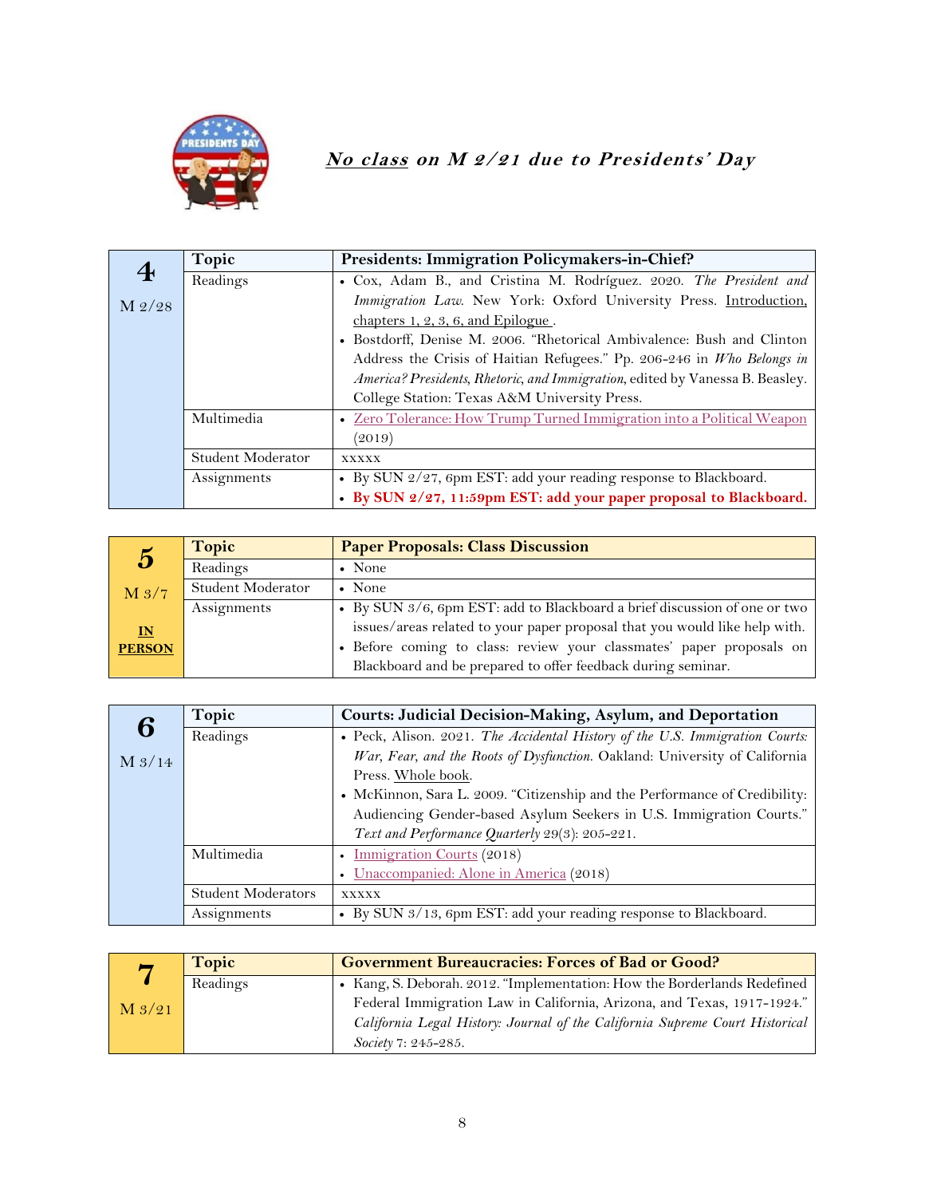***No class on M 2/21 due to Presidents' Day***

| 4<br>M 2/28 | Topic | Presidents: Immigration Policymakers-in-Chief? |
|---|---|---|
| | Readings | • Cox, Adam B., and Cristina M. Rodríguez. 2020. *The President and Immigration Law.* New York: Oxford University Press. Introduction, chapters 1, 2, 3, 6, and Epilogue .<br>• Bostdorff, Denise M. 2006. "Rhetorical Ambivalence: Bush and Clinton Address the Crisis of Haitian Refugees." Pp. 206-246 in *Who Belongs in America? Presidents, Rhetoric, and Immigration*, edited by Vanessa B. Beasley. College Station: Texas A&M University Press. |
| | Multimedia | • Zero Tolerance: How Trump Turned Immigration into a Political Weapon (2019) |
| | Student Moderator | xxxxx |
| | Assignments | • By SUN 2/27, 6pm EST: add your reading response to Blackboard.<br>• **By SUN 2/27, 11:59pm EST: add your paper proposal to Blackboard.** |

| 5<br>M 3/7<br>**IN PERSON** | Topic | Paper Proposals: Class Discussion |
|---|---|---|
| | Readings | • None |
| | Student Moderator | • None |
| | Assignments | • By SUN 3/6, 6pm EST: add to Blackboard a brief discussion of one or two issues/areas related to your paper proposal that you would like help with.<br>• Before coming to class: review your classmates' paper proposals on Blackboard and be prepared to offer feedback during seminar. |

| 6<br>M 3/14 | Topic | Courts: Judicial Decision-Making, Asylum, and Deportation |
|---|---|---|
| | Readings | • Peck, Alison. 2021. *The Accidental History of the U.S. Immigration Courts: War, Fear, and the Roots of Dysfunction.* Oakland: University of California Press. Whole book.<br>• McKinnon, Sara L. 2009. "Citizenship and the Performance of Credibility: Audiencing Gender-based Asylum Seekers in U.S. Immigration Courts." *Text and Performance Quarterly* 29(3): 205-221. |
| | Multimedia | • Immigration Courts (2018)<br>• Unaccompanied: Alone in America (2018) |
| | Student Moderators | xxxxx |
| | Assignments | • By SUN 3/13, 6pm EST: add your reading response to Blackboard. |

| 7<br>M 3/21 | Topic | Government Bureaucracies: Forces of Bad or Good? |
|---|---|---|
| | Readings | • Kang, S. Deborah. 2012. "Implementation: How the Borderlands Redefined Federal Immigration Law in California, Arizona, and Texas, 1917-1924." *California Legal History: Journal of the California Supreme Court Historical Society* 7: 245-285. |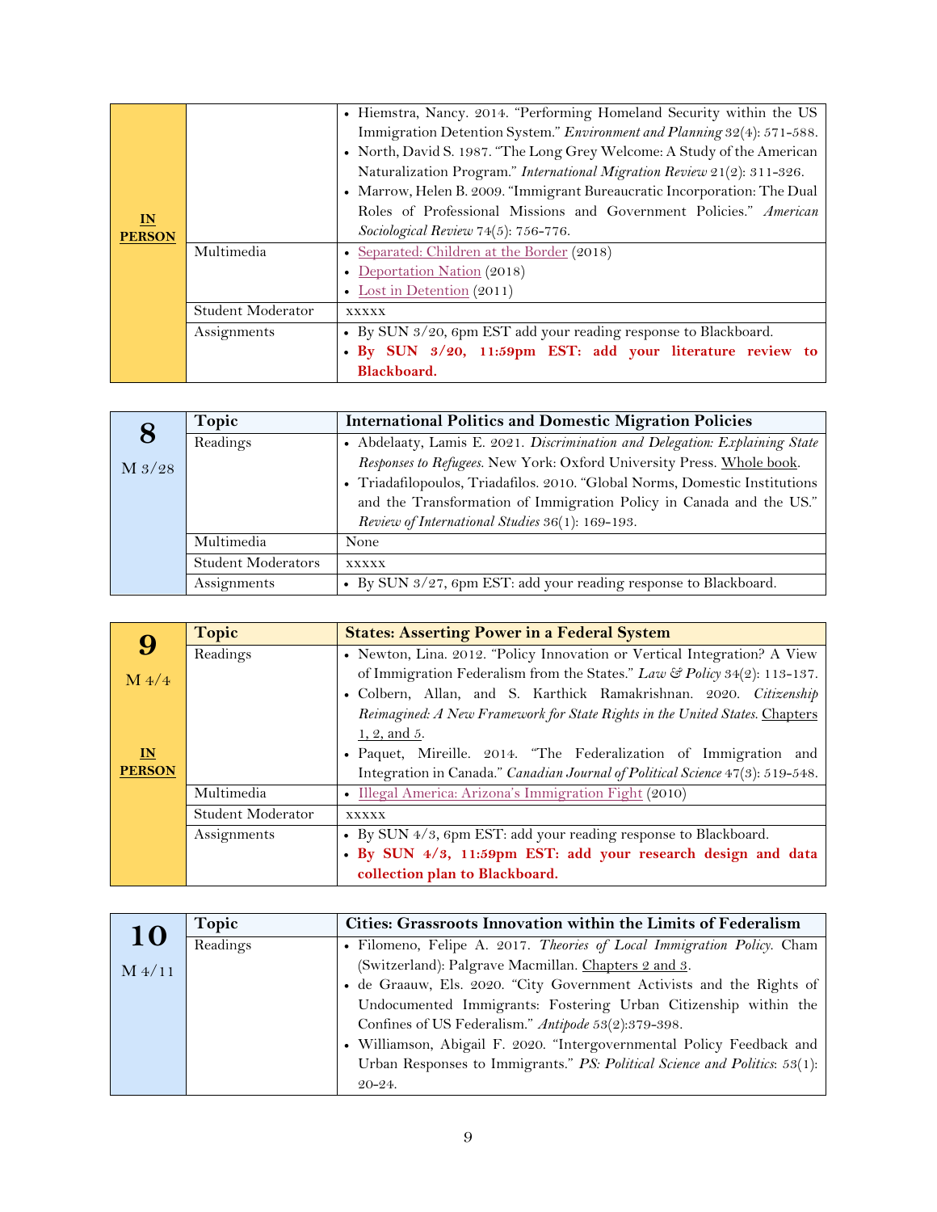| | | |
|---|---|---|
| **IN PERSON** | | • Hiemstra, Nancy. 2014. "Performing Homeland Security within the US Immigration Detention System." *Environment and Planning* 32(4): 571-588.<br>• North, David S. 1987. "The Long Grey Welcome: A Study of the American Naturalization Program." *International Migration Review* 21(2): 311-326.<br>• Marrow, Helen B. 2009. "Immigrant Bureaucratic Incorporation: The Dual Roles of Professional Missions and Government Policies." *American Sociological Review* 74(5): 756-776. |
| | Multimedia | • Separated: Children at the Border (2018)<br>• Deportation Nation (2018)<br>• Lost in Detention (2011) |
| | Student Moderator | xxxxx |
| | Assignments | • By SUN 3/20, 6pm EST add your reading response to Blackboard.<br>• **By SUN 3/20, 11:59pm EST: add your literature review to Blackboard.** |

| **8**<br>M 3/28 | **Topic** | **International Politics and Domestic Migration Policies** |
|---|---|---|
| | Readings | • Abdelaaty, Lamis E. 2021. *Discrimination and Delegation: Explaining State Responses to Refugees*. New York: Oxford University Press. Whole book.<br>• Triadafilopoulos, Triadafilos. 2010. "Global Norms, Domestic Institutions and the Transformation of Immigration Policy in Canada and the US." *Review of International Studies* 36(1): 169-193. |
| | Multimedia | None |
| | Student Moderators | xxxxx |
| | Assignments | • By SUN 3/27, 6pm EST: add your reading response to Blackboard. |

| **9**<br>M 4/4<br><br>**IN PERSON** | **Topic** | **States: Asserting Power in a Federal System** |
|---|---|---|
| | Readings | • Newton, Lina. 2012. "Policy Innovation or Vertical Integration? A View of Immigration Federalism from the States." *Law & Policy* 34(2): 113-137.<br>• Colbern, Allan, and S. Karthick Ramakrishnan. 2020. *Citizenship Reimagined: A New Framework for State Rights in the United States*. Chapters 1, 2, and 5.<br>• Paquet, Mireille. 2014. "The Federalization of Immigration and Integration in Canada." *Canadian Journal of Political Science* 47(3): 519-548. |
| | Multimedia | • Illegal America: Arizona's Immigration Fight (2010) |
| | Student Moderator | xxxxx |
| | Assignments | • By SUN 4/3, 6pm EST: add your reading response to Blackboard.<br>• **By SUN 4/3, 11:59pm EST: add your research design and data collection plan to Blackboard.** |

| **10**<br>M 4/11 | **Topic** | **Cities: Grassroots Innovation within the Limits of Federalism** |
|---|---|---|
| | Readings | • Filomeno, Felipe A. 2017. *Theories of Local Immigration Policy*. Cham (Switzerland): Palgrave Macmillan. Chapters 2 and 3.<br>• de Graauw, Els. 2020. "City Government Activists and the Rights of Undocumented Immigrants: Fostering Urban Citizenship within the Confines of US Federalism." *Antipode* 53(2):379-398.<br>• Williamson, Abigail F. 2020. "Intergovernmental Policy Feedback and Urban Responses to Immigrants." *PS: Political Science and Politics*: 53(1): 20-24. |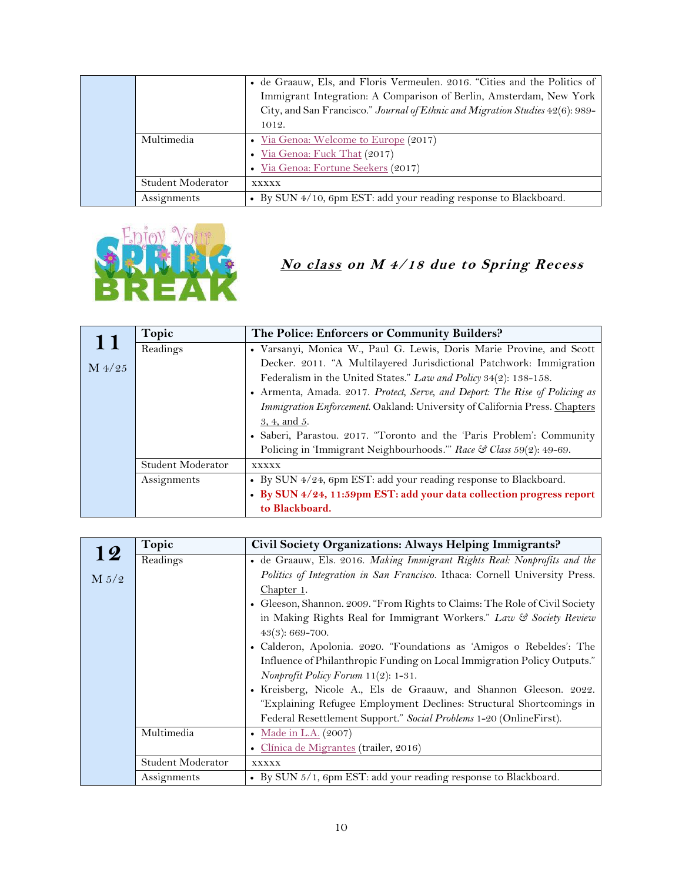| | | |
|---|---|---|
| | | • de Graauw, Els, and Floris Vermeulen. 2016. "Cities and the Politics of Immigrant Integration: A Comparison of Berlin, Amsterdam, New York City, and San Francisco." *Journal of Ethnic and Migration Studies* 42(6): 989-1012. |
| | Multimedia | • Via Genoa: Welcome to Europe (2017)<br>• Via Genoa: Fuck That (2017)<br>• Via Genoa: Fortune Seekers (2017) |
| | Student Moderator | xxxxx |
| | Assignments | • By SUN 4/10, 6pm EST: add your reading response to Blackboard. |

***No** class on M 4/18 due to Spring Recess*

| **11**<br>M 4/25 | **Topic** | **The Police: Enforcers or Community Builders?** |
|---|---|---|
| | Readings | • Varsanyi, Monica W., Paul G. Lewis, Doris Marie Provine, and Scott Decker. 2011. "A Multilayered Jurisdictional Patchwork: Immigration Federalism in the United States." *Law and Policy* 34(2): 138-158.<br>• Armenta, Amada. 2017. *Protect, Serve, and Deport: The Rise of Policing as Immigration Enforcement.* Oakland: University of California Press. Chapters 3, 4, and 5.<br>• Saberi, Parastou. 2017. "Toronto and the 'Paris Problem': Community Policing in 'Immigrant Neighbourhoods.'" *Race & Class* 59(2): 49-69. |
| | Student Moderator | xxxxx |
| | Assignments | • By SUN 4/24, 6pm EST: add your reading response to Blackboard.<br>• **By SUN 4/24, 11:59pm EST: add your data collection progress report to Blackboard.** |

| **12**<br>M 5/2 | **Topic** | **Civil Society Organizations: Always Helping Immigrants?** |
|---|---|---|
| | Readings | • de Graauw, Els. 2016. *Making Immigrant Rights Real: Nonprofits and the Politics of Integration in San Francisco.* Ithaca: Cornell University Press. Chapter 1.<br>• Gleeson, Shannon. 2009. "From Rights to Claims: The Role of Civil Society in Making Rights Real for Immigrant Workers." *Law & Society Review* 43(3): 669-700.<br>• Calderon, Apolonia. 2020. "Foundations as 'Amigos o Rebeldes': The Influence of Philanthropic Funding on Local Immigration Policy Outputs." *Nonprofit Policy Forum* 11(2): 1-31.<br>• Kreisberg, Nicole A., Els de Graauw, and Shannon Gleeson. 2022. "Explaining Refugee Employment Declines: Structural Shortcomings in Federal Resettlement Support." *Social Problems* 1-20 (OnlineFirst). |
| | Multimedia | • Made in L.A. (2007)<br>• Clínica de Migrantes (trailer, 2016) |
| | Student Moderator | xxxxx |
| | Assignments | • By SUN 5/1, 6pm EST: add your reading response to Blackboard. |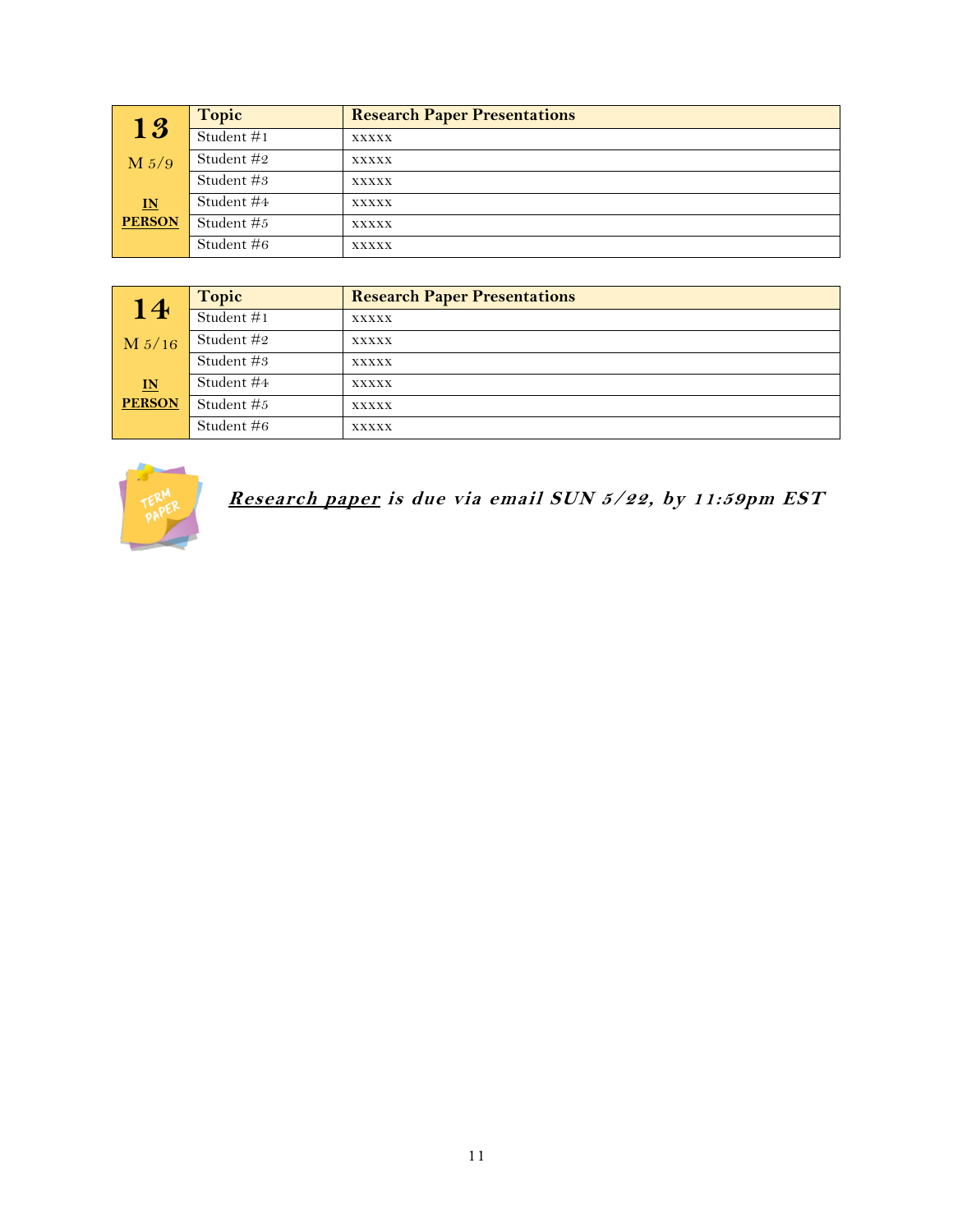| **13** M 5/9 **IN PERSON** | **Topic** | **Research Paper Presentations** |
| --- | --- | --- |
| | Student #1 | xxxxx |
| | Student #2 | xxxxx |
| | Student #3 | xxxxx |
| | Student #4 | xxxxx |
| | Student #5 | xxxxx |
| | Student #6 | xxxxx |

| **14** M 5/16 **IN PERSON** | **Topic** | **Research Paper Presentations** |
| --- | --- | --- |
| | Student #1 | xxxxx |
| | Student #2 | xxxxx |
| | Student #3 | xxxxx |
| | Student #4 | xxxxx |
| | Student #5 | xxxxx |
| | Student #6 | xxxxx |

***Research paper* is due via email SUN 5/22, by 11:59pm EST**